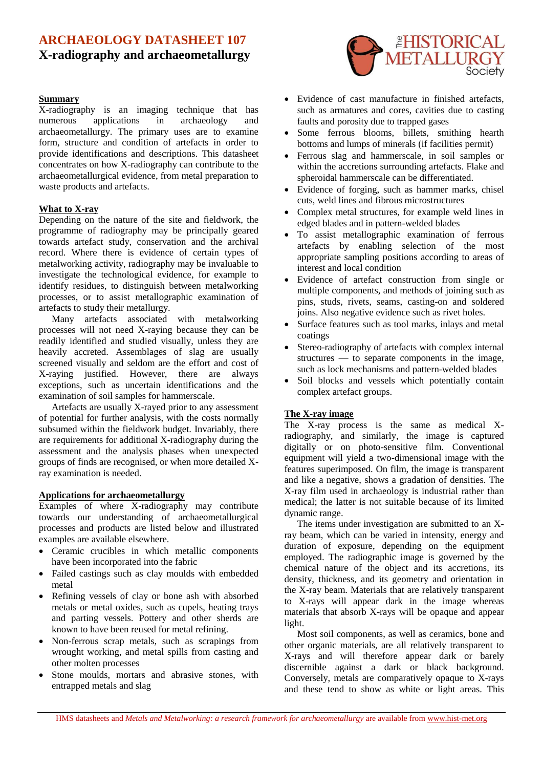# ARCHAEOLOGY DATASHEET 107

## X-radiography and archaeometallurgy

### Summary

X-radiography is an imaging technique that has numerous applications in archaeology and archaeometallurgy. The primary uses are to examine form, structure and condition of artefacts in order to provide identifications and descriptions. This datasheet concentrates on how X-radiography can contribute to the archaeometallurgical evidence, from metal preparation to waste products and artefacts.

### What to X-ray

Depending on the nature of the site and fieldwork, the programme of radiography may be principally geared towards artefact study, conservation and the archival record. Where there is evidence of certain types of metalworking activity, radiography may be invaluable to investigate the technological evidence, for example to identify residues, to distinguish between metalworking processes, or to assist metallographic examination of artefacts to study their metallurgy.

Many artefacts associated with metalworking processes will not need X-raying because they can be readily identified and studied visually, unless they are heavily accreted. Assemblages of slag are usually screened visually and seldom are the effort and cost of X-raying justified. However, there are always exceptions, such as uncertain identifications and the examination of soil samples for hammerscale.

Artefacts are usually X-rayed prior to any assessment of potential for further analysis, with the costs normally subsumed within the fieldwork budget. Invariably, there are requirements for additional X-radiography during the assessment and the analysis phases when unexpected groups of finds are recognised, or when more detailed X-ray examination is needed.

### Applications for archaeometallurgy

Examples of where X-radiography may contribute towards our understanding of archaeometallurgical processes and products are listed below and illustrated examples are available elsewhere.

- Ceramic crucibles in which metallic components have been incorporated into the fabric
- Failed castings such as clay moulds with embedded metal
- Refining vessels of clay or bone ash with absorbed metals or metal oxides, such as cupels, heating trays and parting vessels. Pottery and other sherds are known to have been reused for metal refining.
- Non-ferrous scrap metals, such as scrapings from wrought working, and metal spills from casting and other molten processes
- Stone moulds, mortars and abrasive stones, with entrapped metals and slag
- Evidence of cast manufacture in finished artefacts, such as armatures and cores, cavities due to casting faults and porosity due to trapped gases
- Some ferrous blooms, billets, smithing hearth bottoms and lumps of minerals (if facilities permit)
- Ferrous slag and hammerscale, in soil samples or within the accretions surrounding artefacts. Flake and spheroidal hammerscale can be differentiated.
- Evidence of forging, such as hammer marks, chisel cuts, weld lines and fibrous microstructures
- Complex metal structures, for example weld lines in edged blades and in pattern-welded blades
- To assist metallographic examination of ferrous artefacts by enabling selection of the most appropriate sampling positions according to areas of interest and local condition
- Evidence of artefact construction from single or multiple components, and methods of joining such as pins, studs, rivets, seams, casting-on and soldered joins. Also negative evidence such as rivet holes.
- Surface features such as tool marks, inlays and metal coatings
- Stereo-radiography of artefacts with complex internal structures — to separate components in the image, such as lock mechanisms and pattern-welded blades
- Soil blocks and vessels which potentially contain complex artefact groups.

### The X-ray image

The X-ray process is the same as medical X-radiography, and similarly, the image is captured digitally or on photo-sensitive film. Conventional equipment will yield a two-dimensional image with the features superimposed. On film, the image is transparent and like a negative, shows a gradation of densities. The X-ray film used in archaeology is industrial rather than medical; the latter is not suitable because of its limited dynamic range.

The items under investigation are submitted to an X-ray beam, which can be varied in intensity, energy and duration of exposure, depending on the equipment employed. The radiographic image is governed by the chemical nature of the object and its accretions, its density, thickness, and its geometry and orientation in the X-ray beam. Materials that are relatively transparent to X-rays will appear dark in the image whereas materials that absorb X-rays will be opaque and appear light.

Most soil components, as well as ceramics, bone and other organic materials, are all relatively transparent to X-rays and will therefore appear dark or barely discernible against a dark or black background. Conversely, metals are comparatively opaque to X-rays and these tend to show as white or light areas. This

HMS datasheets and *Metals and Metalworking: a research framework for archaeometallurgy* are available from www.hist-met.org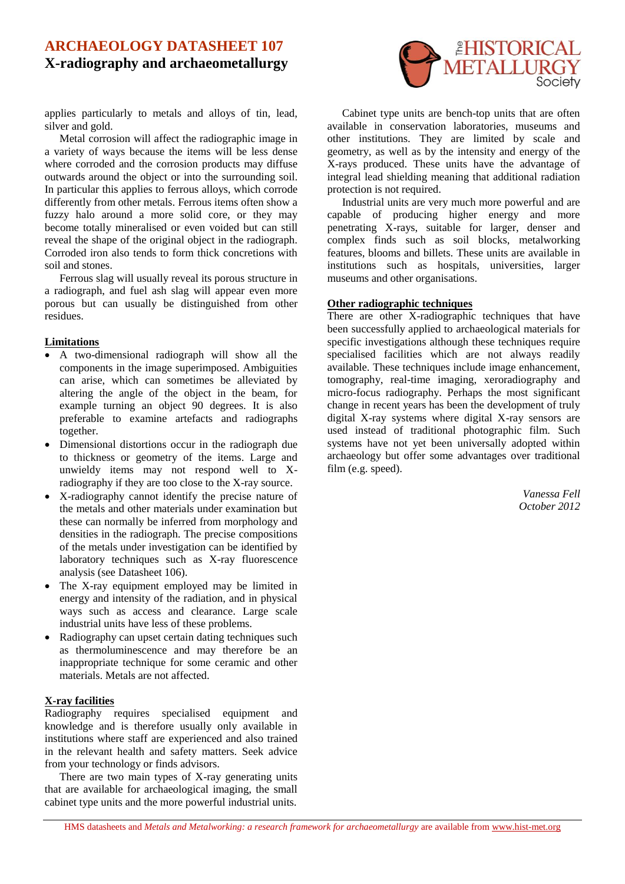applies particularly to metals and alloys of tin, lead, silver and gold.

Metal corrosion will affect the radiographic image in a variety of ways because the items will be less dense where corroded and the corrosion products may diffuse outwards around the object or into the surrounding soil. In particular this applies to ferrous alloys, which corrode differently from other metals. Ferrous items often show a fuzzy halo around a more solid core, or they may become totally mineralised or even voided but can still reveal the shape of the original object in the radiograph. Corroded iron also tends to form thick concretions with soil and stones.

Ferrous slag will usually reveal its porous structure in a radiograph, and fuel ash slag will appear even more porous but can usually be distinguished from other residues.

## Limitations

- A two-dimensional radiograph will show all the components in the image superimposed. Ambiguities can arise, which can sometimes be alleviated by altering the angle of the object in the beam, for example turning an object 90 degrees. It is also preferable to examine artefacts and radiographs together.
- Dimensional distortions occur in the radiograph due to thickness or geometry of the items. Large and unwieldy items may not respond well to X-radiography if they are too close to the X-ray source.
- X-radiography cannot identify the precise nature of the metals and other materials under examination but these can normally be inferred from morphology and densities in the radiograph. The precise compositions of the metals under investigation can be identified by laboratory techniques such as X-ray fluorescence analysis (see Datasheet 106).
- The X-ray equipment employed may be limited in energy and intensity of the radiation, and in physical ways such as access and clearance. Large scale industrial units have less of these problems.
- Radiography can upset certain dating techniques such as thermoluminescence and may therefore be an inappropriate technique for some ceramic and other materials. Metals are not affected.

## X-ray facilities

Radiography requires specialised equipment and knowledge and is therefore usually only available in institutions where staff are experienced and also trained in the relevant health and safety matters. Seek advice from your technology or finds advisors.

There are two main types of X-ray generating units that are available for archaeological imaging, the small cabinet type units and the more powerful industrial units.

Cabinet type units are bench-top units that are often available in conservation laboratories, museums and other institutions. They are limited by scale and geometry, as well as by the intensity and energy of the X-rays produced. These units have the advantage of integral lead shielding meaning that additional radiation protection is not required.

Industrial units are very much more powerful and are capable of producing higher energy and more penetrating X-rays, suitable for larger, denser and complex finds such as soil blocks, metalworking features, blooms and billets. These units are available in institutions such as hospitals, universities, larger museums and other organisations.

## Other radiographic techniques

There are other X-radiographic techniques that have been successfully applied to archaeological materials for specific investigations although these techniques require specialised facilities which are not always readily available. These techniques include image enhancement, tomography, real-time imaging, xeroradiography and micro-focus radiography. Perhaps the most significant change in recent years has been the development of truly digital X-ray systems where digital X-ray sensors are used instead of traditional photographic film. Such systems have not yet been universally adopted within archaeology but offer some advantages over traditional film (e.g. speed).

*Vanessa Fell*
*October 2012*